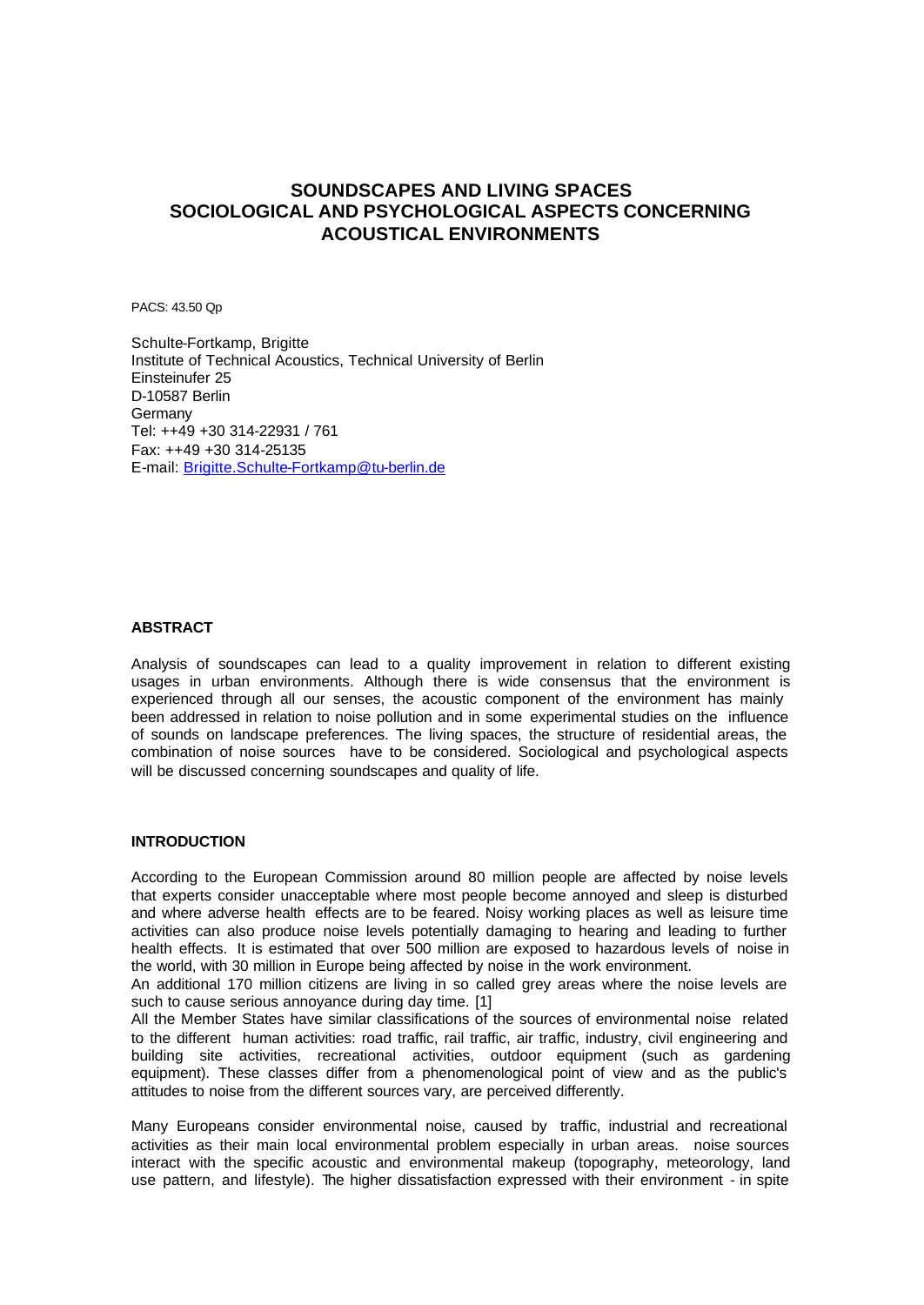# SOUNDSCAPES AND LIVING SPACES
# SOCIOLOGICAL AND PSYCHOLOGICAL ASPECTS CONCERNING ACOUSTICAL ENVIRONMENTS

PACS: 43.50 Qp

Schulte-Fortkamp, Brigitte
Institute of Technical Acoustics, Technical University of Berlin
Einsteinufer 25
D-10587 Berlin
Germany
Tel: ++49 +30 314-22931 / 761
Fax: ++49 +30 314-25135
E-mail: Brigitte.Schulte-Fortkamp@tu-berlin.de

## ABSTRACT

Analysis of soundscapes can lead to a quality improvement in relation to different existing usages in urban environments. Although there is wide consensus that the environment is experienced through all our senses, the acoustic component of the environment has mainly been addressed in relation to noise pollution and in some experimental studies on the influence of sounds on landscape preferences. The living spaces, the structure of residential areas, the combination of noise sources have to be considered. Sociological and psychological aspects will be discussed concerning soundscapes and quality of life.

## INTRODUCTION

According to the European Commission around 80 million people are affected by noise levels that experts consider unacceptable where most people become annoyed and sleep is disturbed and where adverse health effects are to be feared. Noisy working places as well as leisure time activities can also produce noise levels potentially damaging to hearing and leading to further health effects. It is estimated that over 500 million are exposed to hazardous levels of noise in the world, with 30 million in Europe being affected by noise in the work environment.
An additional 170 million citizens are living in so called grey areas where the noise levels are such to cause serious annoyance during day time. [1]
All the Member States have similar classifications of the sources of environmental noise related to the different human activities: road traffic, rail traffic, air traffic, industry, civil engineering and building site activities, recreational activities, outdoor equipment (such as gardening equipment). These classes differ from a phenomenological point of view and as the public's attitudes to noise from the different sources vary, are perceived differently.

Many Europeans consider environmental noise, caused by traffic, industrial and recreational activities as their main local environmental problem especially in urban areas. noise sources interact with the specific acoustic and environmental makeup (topography, meteorology, land use pattern, and lifestyle). The higher dissatisfaction expressed with their environment - in spite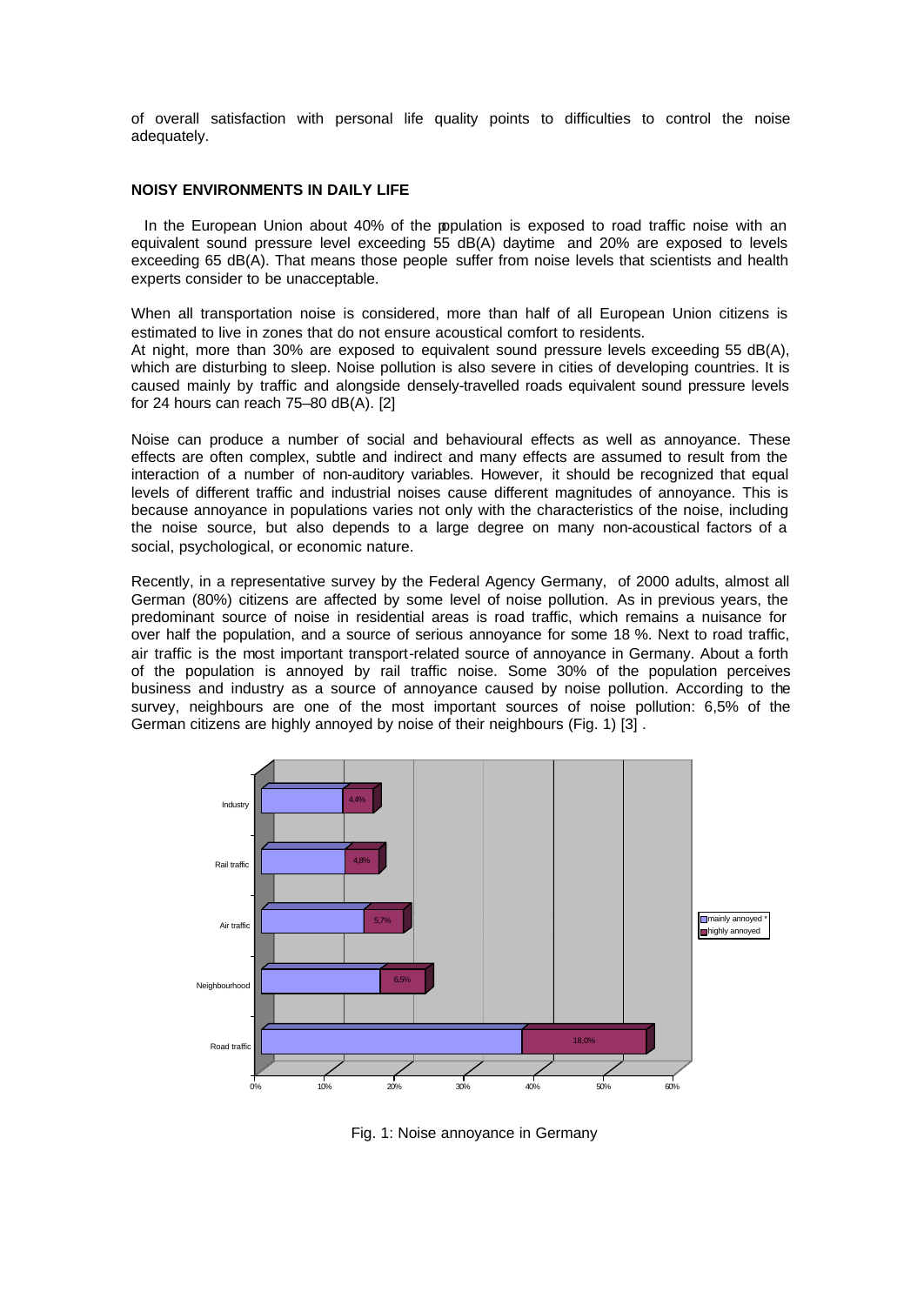of overall satisfaction with personal life quality points to difficulties to control the noise adequately.

## NOISY ENVIRONMENTS IN DAILY LIFE

In the European Union about 40% of the population is exposed to road traffic noise with an equivalent sound pressure level exceeding 55 dB(A) daytime and 20% are exposed to levels exceeding 65 dB(A). That means those people suffer from noise levels that scientists and health experts consider to be unacceptable.

When all transportation noise is considered, more than half of all European Union citizens is estimated to live in zones that do not ensure acoustical comfort to residents.
At night, more than 30% are exposed to equivalent sound pressure levels exceeding 55 dB(A), which are disturbing to sleep. Noise pollution is also severe in cities of developing countries. It is caused mainly by traffic and alongside densely-travelled roads equivalent sound pressure levels for 24 hours can reach 75–80 dB(A). [2]

Noise can produce a number of social and behavioural effects as well as annoyance. These effects are often complex, subtle and indirect and many effects are assumed to result from the interaction of a number of non-auditory variables. However, it should be recognized that equal levels of different traffic and industrial noises cause different magnitudes of annoyance. This is because annoyance in populations varies not only with the characteristics of the noise, including the noise source, but also depends to a large degree on many non-acoustical factors of a social, psychological, or economic nature.

Recently, in a representative survey by the Federal Agency Germany, of 2000 adults, almost all German (80%) citizens are affected by some level of noise pollution. As in previous years, the predominant source of noise in residential areas is road traffic, which remains a nuisance for over half the population, and a source of serious annoyance for some 18 %. Next to road traffic, air traffic is the most important transport-related source of annoyance in Germany. About a forth of the population is annoyed by rail traffic noise. Some 30% of the population perceives business and industry as a source of annoyance caused by noise pollution. According to the survey, neighbours are one of the most important sources of noise pollution: 6,5% of the German citizens are highly annoyed by noise of their neighbours (Fig. 1) [3] .

Fig. 1: Noise annoyance in Germany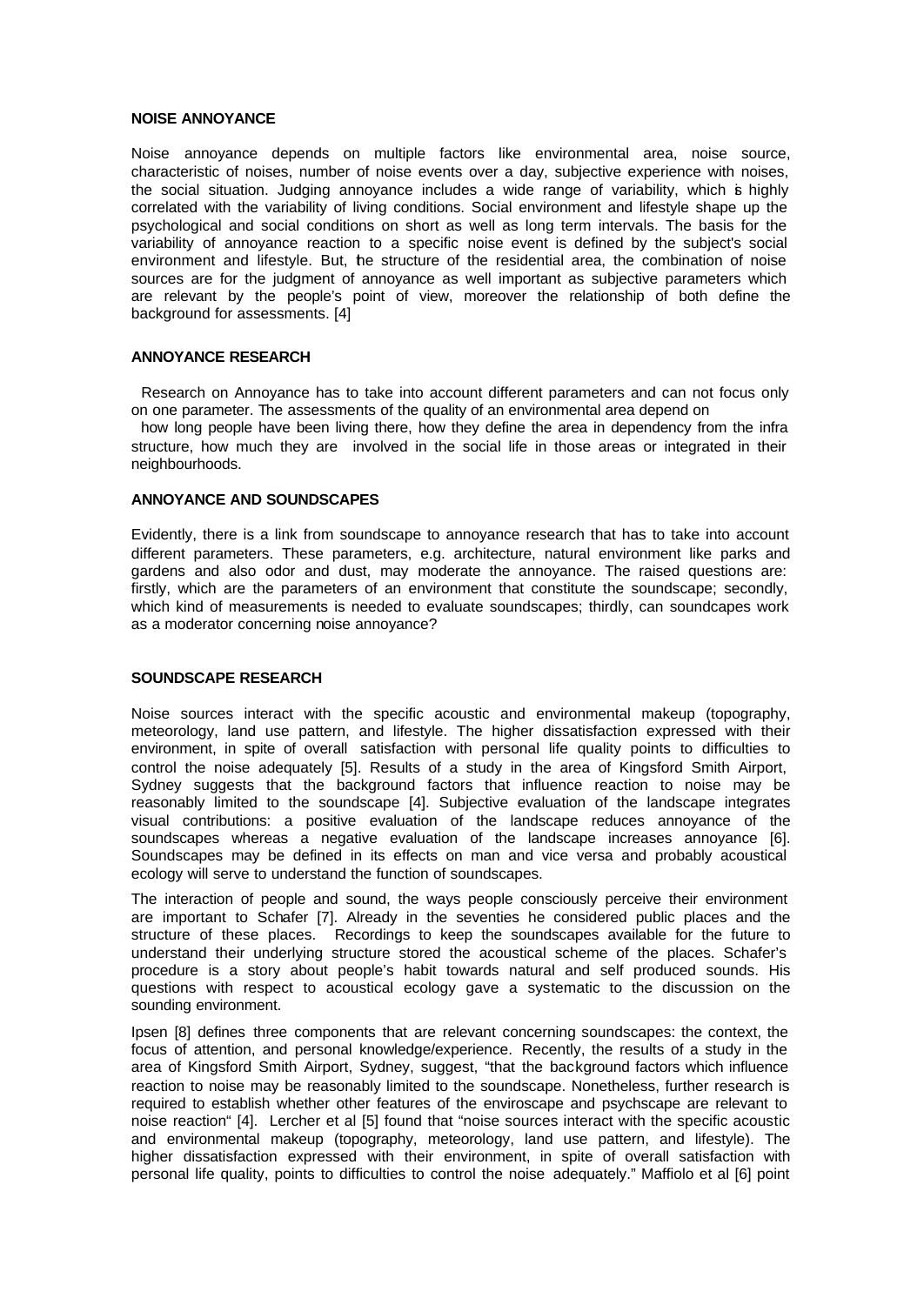**NOISE ANNOYANCE**

Noise annoyance depends on multiple factors like environmental area, noise source, characteristic of noises, number of noise events over a day, subjective experience with noises, the social situation. Judging annoyance includes a wide range of variability, which is highly correlated with the variability of living conditions. Social environment and lifestyle shape up the psychological and social conditions on short as well as long term intervals. The basis for the variability of annoyance reaction to a specific noise event is defined by the subject's social environment and lifestyle. But, the structure of the residential area, the combination of noise sources are for the judgment of annoyance as well important as subjective parameters which are relevant by the people's point of view, moreover the relationship of both define the background for assessments. [4]

**ANNOYANCE RESEARCH**

Research on Annoyance has to take into account different parameters and can not focus only on one parameter. The assessments of the quality of an environmental area depend on how long people have been living there, how they define the area in dependency from the infra structure, how much they are involved in the social life in those areas or integrated in their neighbourhoods.

**ANNOYANCE AND SOUNDSCAPES**

Evidently, there is a link from soundscape to annoyance research that has to take into account different parameters. These parameters, e.g. architecture, natural environment like parks and gardens and also odor and dust, may moderate the annoyance. The raised questions are: firstly, which are the parameters of an environment that constitute the soundscape; secondly, which kind of measurements is needed to evaluate soundscapes; thirdly, can soundcapes work as a moderator concerning noise annoyance?

**SOUNDSCAPE RESEARCH**

Noise sources interact with the specific acoustic and environmental makeup (topography, meteorology, land use pattern, and lifestyle. The higher dissatisfaction expressed with their environment, in spite of overall satisfaction with personal life quality points to difficulties to control the noise adequately [5]. Results of a study in the area of Kingsford Smith Airport, Sydney suggests that the background factors that influence reaction to noise may be reasonably limited to the soundscape [4]. Subjective evaluation of the landscape integrates visual contributions: a positive evaluation of the landscape reduces annoyance of the soundscapes whereas a negative evaluation of the landscape increases annoyance [6]. Soundscapes may be defined in its effects on man and vice versa and probably acoustical ecology will serve to understand the function of soundscapes.

The interaction of people and sound, the ways people consciously perceive their environment are important to Schafer [7]. Already in the seventies he considered public places and the structure of these places. Recordings to keep the soundscapes available for the future to understand their underlying structure stored the acoustical scheme of the places. Schafer's procedure is a story about people's habit towards natural and self produced sounds. His questions with respect to acoustical ecology gave a systematic to the discussion on the sounding environment.

Ipsen [8] defines three components that are relevant concerning soundscapes: the context, the focus of attention, and personal knowledge/experience. Recently, the results of a study in the area of Kingsford Smith Airport, Sydney, suggest, "that the background factors which influence reaction to noise may be reasonably limited to the soundscape. Nonetheless, further research is required to establish whether other features of the enviroscape and psychscape are relevant to noise reaction" [4]. Lercher et al [5] found that "noise sources interact with the specific acoustic and environmental makeup (topography, meteorology, land use pattern, and lifestyle). The higher dissatisfaction expressed with their environment, in spite of overall satisfaction with personal life quality, points to difficulties to control the noise adequately." Maffiolo et al [6] point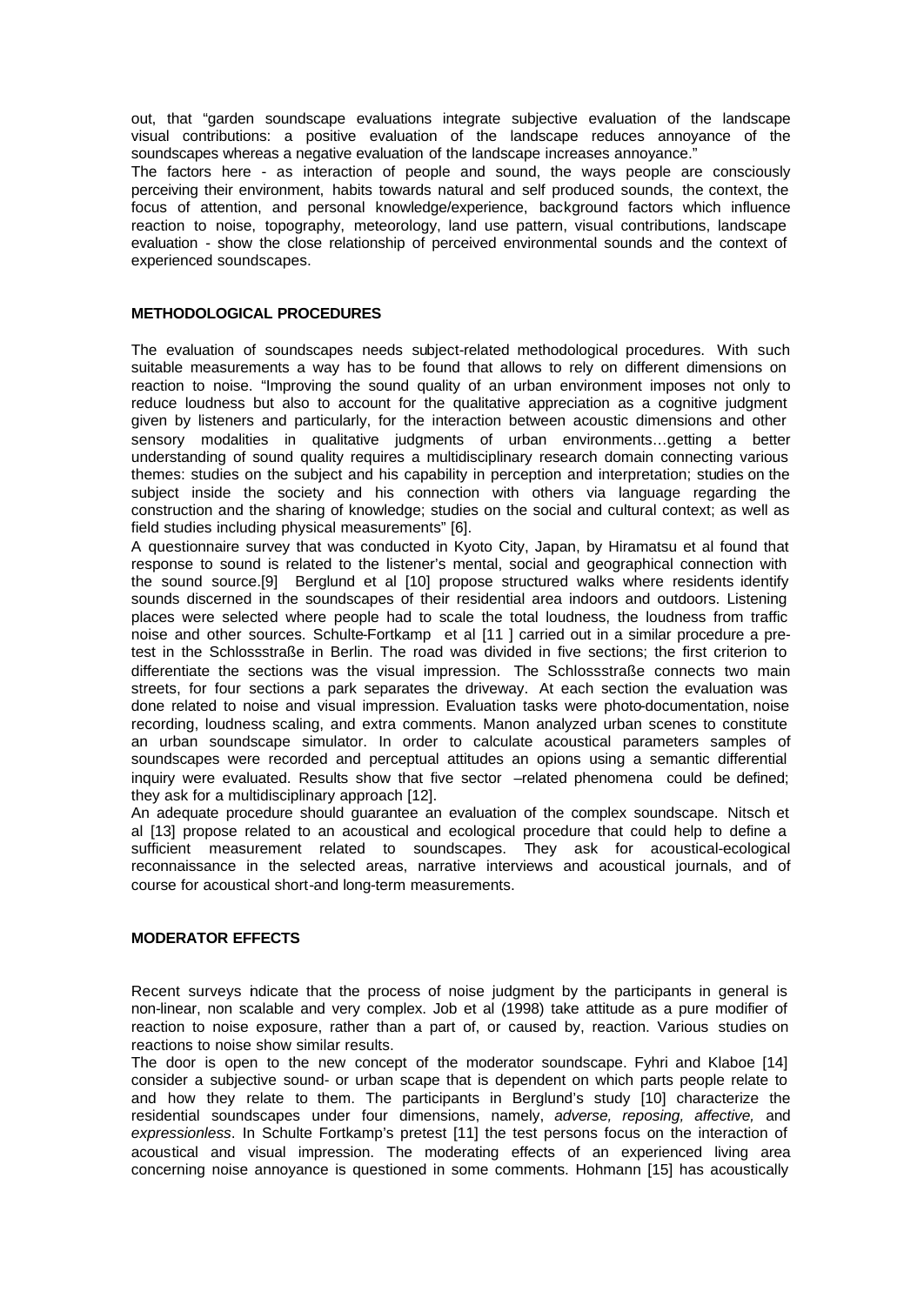out, that "garden soundscape evaluations integrate subjective evaluation of the landscape visual contributions: a positive evaluation of the landscape reduces annoyance of the soundscapes whereas a negative evaluation of the landscape increases annoyance."

The factors here - as interaction of people and sound, the ways people are consciously perceiving their environment, habits towards natural and self produced sounds, the context, the focus of attention, and personal knowledge/experience, background factors which influence reaction to noise, topography, meteorology, land use pattern, visual contributions, landscape evaluation - show the close relationship of perceived environmental sounds and the context of experienced soundscapes.

## METHODOLOGICAL PROCEDURES

The evaluation of soundscapes needs subject-related methodological procedures. With such suitable measurements a way has to be found that allows to rely on different dimensions on reaction to noise. "Improving the sound quality of an urban environment imposes not only to reduce loudness but also to account for the qualitative appreciation as a cognitive judgment given by listeners and particularly, for the interaction between acoustic dimensions and other sensory modalities in qualitative judgments of urban environments…getting a better understanding of sound quality requires a multidisciplinary research domain connecting various themes: studies on the subject and his capability in perception and interpretation; studies on the subject inside the society and his connection with others via language regarding the construction and the sharing of knowledge; studies on the social and cultural context; as well as field studies including physical measurements" [6].

A questionnaire survey that was conducted in Kyoto City, Japan, by Hiramatsu et al found that response to sound is related to the listener's mental, social and geographical connection with the sound source.[9] Berglund et al [10] propose structured walks where residents identify sounds discerned in the soundscapes of their residential area indoors and outdoors. Listening places were selected where people had to scale the total loudness, the loudness from traffic noise and other sources. Schulte-Fortkamp et al [11 ] carried out in a similar procedure a pre-test in the Schlossstraße in Berlin. The road was divided in five sections; the first criterion to differentiate the sections was the visual impression. The Schlossstraße connects two main streets, for four sections a park separates the driveway. At each section the evaluation was done related to noise and visual impression. Evaluation tasks were photo-documentation, noise recording, loudness scaling, and extra comments. Manon analyzed urban scenes to constitute an urban soundscape simulator. In order to calculate acoustical parameters samples of soundscapes were recorded and perceptual attitudes an opions using a semantic differential inquiry were evaluated. Results show that five sector –related phenomena could be defined; they ask for a multidisciplinary approach [12].

An adequate procedure should guarantee an evaluation of the complex soundscape. Nitsch et al [13] propose related to an acoustical and ecological procedure that could help to define a sufficient measurement related to soundscapes. They ask for acoustical-ecological reconnaissance in the selected areas, narrative interviews and acoustical journals, and of course for acoustical short-and long-term measurements.

## MODERATOR EFFECTS

Recent surveys indicate that the process of noise judgment by the participants in general is non-linear, non scalable and very complex. Job et al (1998) take attitude as a pure modifier of reaction to noise exposure, rather than a part of, or caused by, reaction. Various studies on reactions to noise show similar results.

The door is open to the new concept of the moderator soundscape. Fyhri and Klaboe [14] consider a subjective sound- or urban scape that is dependent on which parts people relate to and how they relate to them. The participants in Berglund's study [10] characterize the residential soundscapes under four dimensions, namely, *adverse, reposing, affective,* and *expressionless*. In Schulte Fortkamp's pretest [11] the test persons focus on the interaction of acoustical and visual impression. The moderating effects of an experienced living area concerning noise annoyance is questioned in some comments. Hohmann [15] has acoustically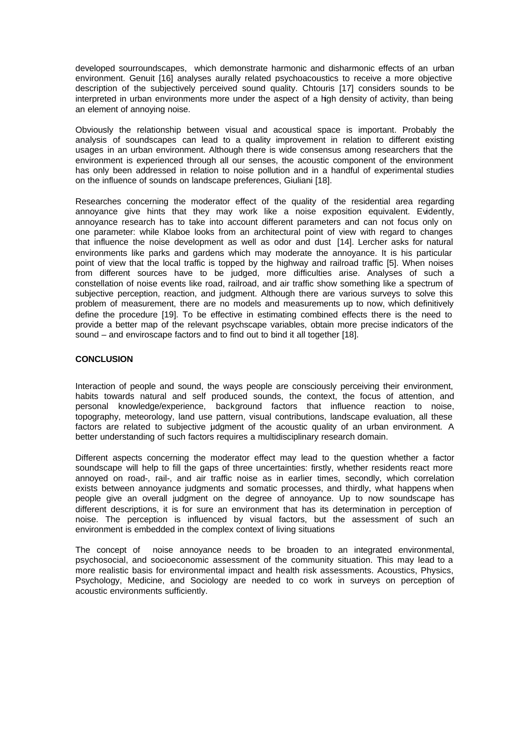developed sourroundscapes, which demonstrate harmonic and disharmonic effects of an urban environment. Genuit [16] analyses aurally related psychoacoustics to receive a more objective description of the subjectively perceived sound quality. Chtouris [17] considers sounds to be interpreted in urban environments more under the aspect of a high density of activity, than being an element of annoying noise.

Obviously the relationship between visual and acoustical space is important. Probably the analysis of soundscapes can lead to a quality improvement in relation to different existing usages in an urban environment. Although there is wide consensus among researchers that the environment is experienced through all our senses, the acoustic component of the environment has only been addressed in relation to noise pollution and in a handful of experimental studies on the influence of sounds on landscape preferences, Giuliani [18].

Researches concerning the moderator effect of the quality of the residential area regarding annoyance give hints that they may work like a noise exposition equivalent. Evidently, annoyance research has to take into account different parameters and can not focus only on one parameter: while Klaboe looks from an architectural point of view with regard to changes that influence the noise development as well as odor and dust [14]. Lercher asks for natural environments like parks and gardens which may moderate the annoyance. It is his particular point of view that the local traffic is topped by the highway and railroad traffic [5]. When noises from different sources have to be judged, more difficulties arise. Analyses of such a constellation of noise events like road, railroad, and air traffic show something like a spectrum of subjective perception, reaction, and judgment. Although there are various surveys to solve this problem of measurement, there are no models and measurements up to now, which definitively define the procedure [19]. To be effective in estimating combined effects there is the need to provide a better map of the relevant psychscape variables, obtain more precise indicators of the sound – and enviroscape factors and to find out to bind it all together [18].

**CONCLUSION**

Interaction of people and sound, the ways people are consciously perceiving their environment, habits towards natural and self produced sounds, the context, the focus of attention, and personal knowledge/experience, background factors that influence reaction to noise, topography, meteorology, land use pattern, visual contributions, landscape evaluation, all these factors are related to subjective judgment of the acoustic quality of an urban environment. A better understanding of such factors requires a multidisciplinary research domain.

Different aspects concerning the moderator effect may lead to the question whether a factor soundscape will help to fill the gaps of three uncertainties: firstly, whether residents react more annoyed on road-, rail-, and air traffic noise as in earlier times, secondly, which correlation exists between annoyance judgments and somatic processes, and thirdly, what happens when people give an overall judgment on the degree of annoyance. Up to now soundscape has different descriptions, it is for sure an environment that has its determination in perception of noise. The perception is influenced by visual factors, but the assessment of such an environment is embedded in the complex context of living situations

The concept of noise annoyance needs to be broaden to an integrated environmental, psychosocial, and socioeconomic assessment of the community situation. This may lead to a more realistic basis for environmental impact and health risk assessments. Acoustics, Physics, Psychology, Medicine, and Sociology are needed to co work in surveys on perception of acoustic environments sufficiently.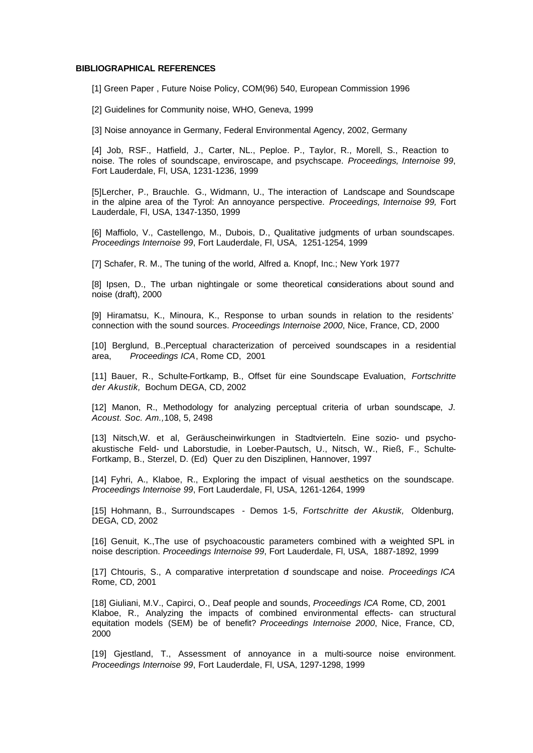**BIBLIOGRAPHICAL REFERENCES**

[1] Green Paper , Future Noise Policy, COM(96) 540, European Commission 1996

[2] Guidelines for Community noise, WHO, Geneva, 1999

[3] Noise annoyance in Germany, Federal Environmental Agency, 2002, Germany

[4] Job, RSF., Hatfield, J., Carter, NL., Peploe. P., Taylor, R., Morell, S., Reaction to noise. The roles of soundscape, enviroscape, and psychscape. *Proceedings, Internoise 99*, Fort Lauderdale, Fl, USA, 1231-1236, 1999

[5]Lercher, P., Brauchle. G., Widmann, U., The interaction of Landscape and Soundscape in the alpine area of the Tyrol: An annoyance perspective. *Proceedings, Internoise 99,* Fort Lauderdale, Fl, USA, 1347-1350, 1999

[6] Maffiolo, V., Castellengo, M., Dubois, D., Qualitative judgments of urban soundscapes. *Proceedings Internoise 99*, Fort Lauderdale, Fl, USA, 1251-1254, 1999

[7] Schafer, R. M., The tuning of the world, Alfred a. Knopf, Inc.; New York 1977

[8] Ipsen, D., The urban nightingale or some theoretical considerations about sound and noise (draft), 2000

[9] Hiramatsu, K., Minoura, K., Response to urban sounds in relation to the residents' connection with the sound sources. *Proceedings Internoise 2000*, Nice, France, CD, 2000

[10] Berglund, B.,Perceptual characterization of perceived soundscapes in a residential area, *Proceedings ICA*, Rome CD, 2001

[11] Bauer, R., Schulte-Fortkamp, B., Offset für eine Soundscape Evaluation, *Fortschritte der Akustik,* Bochum DEGA, CD, 2002

[12] Manon, R., Methodology for analyzing perceptual criteria of urban soundscape, *J. Acoust. Soc. Am.,*108, 5, 2498

[13] Nitsch,W. et al, Geräuscheinwirkungen in Stadtvierteln. Eine sozio- und psycho-akustische Feld- und Laborstudie, in Loeber-Pautsch, U., Nitsch, W., Rieß, F., Schulte-Fortkamp, B., Sterzel, D. (Ed) Quer zu den Disziplinen, Hannover, 1997

[14] Fyhri, A., Klaboe, R., Exploring the impact of visual aesthetics on the soundscape. *Proceedings Internoise 99*, Fort Lauderdale, Fl, USA, 1261-1264, 1999

[15] Hohmann, B., Surroundscapes - Demos 1-5, *Fortschritte der Akustik,* Oldenburg, DEGA, CD, 2002

[16] Genuit, K.,The use of psychoacoustic parameters combined with a-weighted SPL in noise description. *Proceedings Internoise 99*, Fort Lauderdale, Fl, USA, 1887-1892, 1999

[17] Chtouris, S., A comparative interpretation of soundscape and noise. *Proceedings ICA* Rome, CD, 2001

[18] Giuliani, M.V., Capirci, O., Deaf people and sounds, *Proceedings ICA* Rome, CD, 2001
Klaboe, R., Analyzing the impacts of combined environmental effects- can structural equitation models (SEM) be of benefit? *Proceedings Internoise 2000*, Nice, France, CD, 2000

[19] Gjestland, T., Assessment of annoyance in a multi-source noise environment. *Proceedings Internoise 99*, Fort Lauderdale, Fl, USA, 1297-1298, 1999